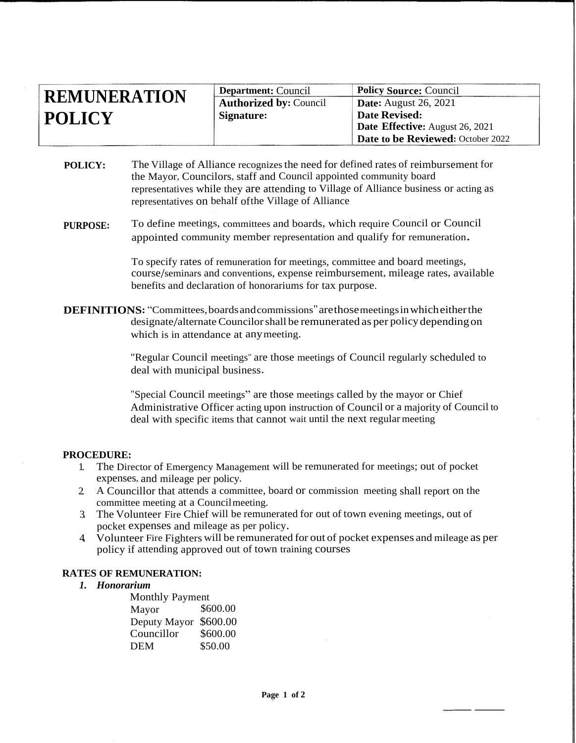| REMUNERATION POLICY | **Department:** Council | **Policy Source:** Council |
|---|---|---|
| | **Authorized by:** Council | **Date:** August 26, 2021 |
| | **Signature:** | **Date Revised:** |
| | | **Date Effective:** August 26, 2021 |
| | | **Date to be Reviewed:** October 2022 |

**POLICY:** The Village of Alliance recognizes the need for defined rates of reimbursement for the Mayor, Councilors, staff and Council appointed community board representatives while they are attending to Village of Alliance business or acting as representatives on behalf ofthe Village of Alliance

**PURPOSE:** To define meetings, committees and boards, which require Council or Council appointed community member representation and qualify for remuneration.

To specify rates of remuneration for meetings, committee and board meetings, course/seminars and conventions, expense reimbursement, mileage rates, available benefits and declaration of honorariums for tax purpose.

**DEFINITIONS:** "Committees, boards and commissions" are those meetings in which either the designate/alternate Councilor shall be remunerated as per policy depending on which is in attendance at any meeting.

"Regular Council meetings" are those meetings of Council regularly scheduled to deal with municipal business.

"Special Council meetings" are those meetings called by the mayor or Chief Administrative Officer acting upon instruction of Council or a majority of Council to deal with specific items that cannot wait until the next regular meeting

**PROCEDURE:**

1. The Director of Emergency Management will be remunerated for meetings; out of pocket expenses, and mileage per policy.
2. A Councillor that attends a committee, board or commission meeting shall report on the committee meeting at a Council meeting.
3. The Volunteer Fire Chief will be remunerated for out of town evening meetings, out of pocket expenses and mileage as per policy.
4. Volunteer Fire Fighters will be remunerated for out of pocket expenses and mileage as per policy if attending approved out of town training courses

**RATES OF REMUNERATION:**

***1. Honorarium***

Monthly Payment

| | |
|---|---|
| Mayor | $600.00 |
| Deputy Mayor | $600.00 |
| Councillor | $600.00 |
| DEM | $50.00 |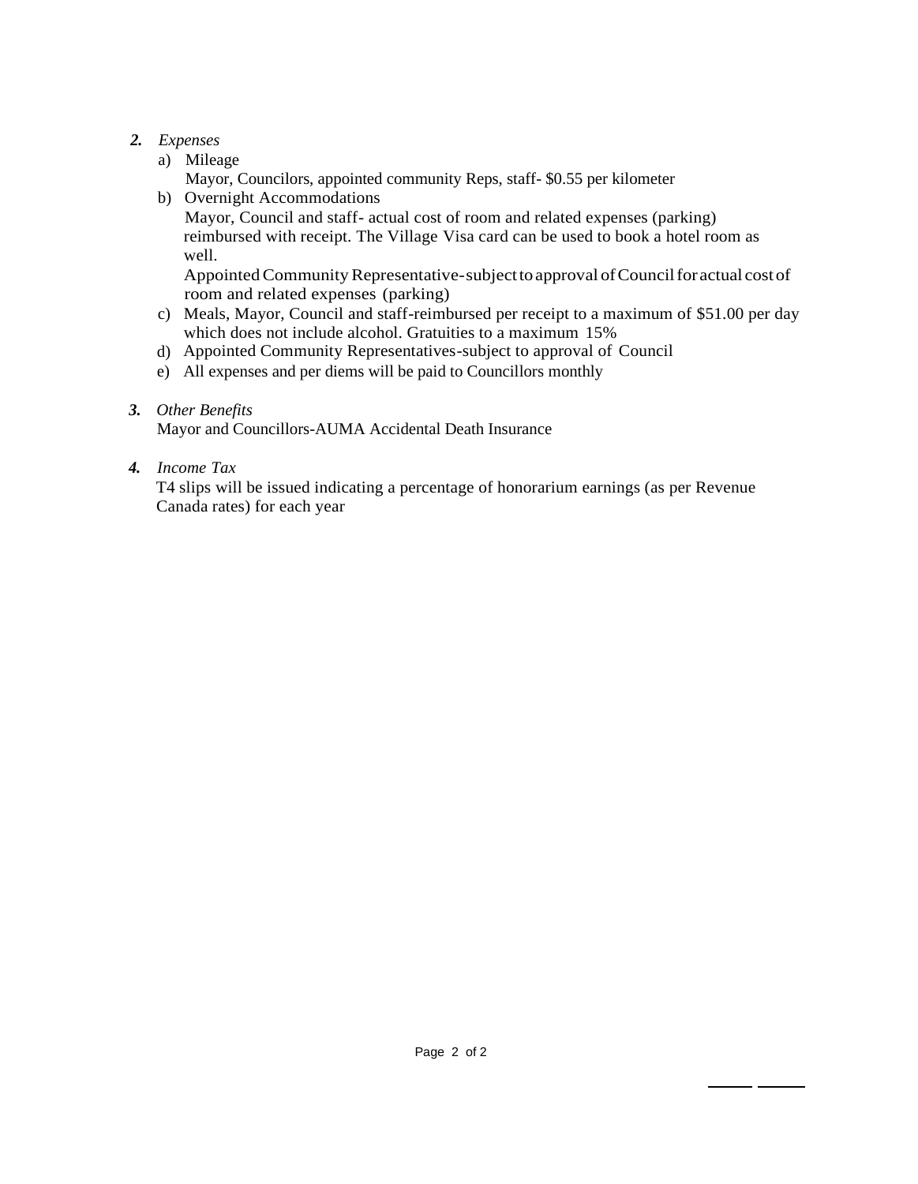2. *Expenses*
   a) Mileage
      Mayor, Councilors, appointed community Reps, staff- $0.55 per kilometer
   b) Overnight Accommodations
      Mayor, Council and staff- actual cost of room and related expenses (parking) reimbursed with receipt. The Village Visa card can be used to book a hotel room as well.
      Appointed Community Representative-subject to approval of Council for actual cost of room and related expenses (parking)
   c) Meals, Mayor, Council and staff-reimbursed per receipt to a maximum of $51.00 per day which does not include alcohol. Gratuities to a maximum 15%
   d) Appointed Community Representatives-subject to approval of Council
   e) All expenses and per diems will be paid to Councillors monthly

3. *Other Benefits*
   Mayor and Councillors-AUMA Accidental Death Insurance

4. *Income Tax*
   T4 slips will be issued indicating a percentage of honorarium earnings (as per Revenue Canada rates) for each year